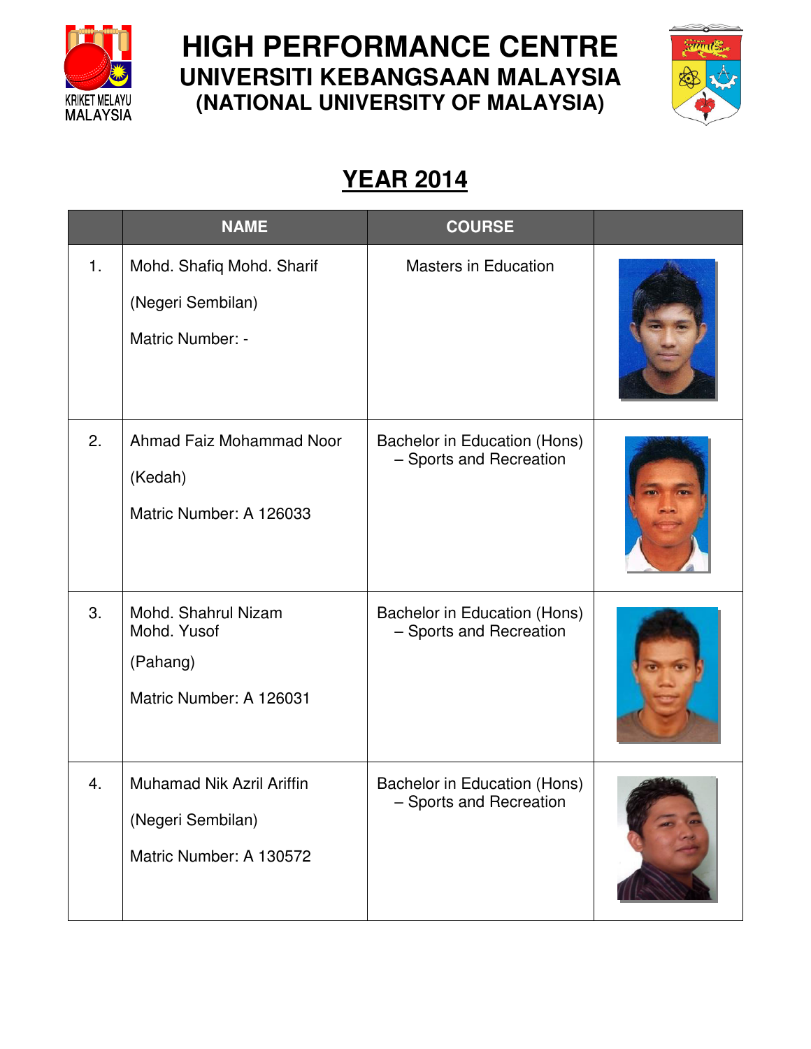# HIGH PERFORMANCE CENTRE
## UNIVERSITI KEBANGSAAN MALAYSIA
## (NATIONAL UNIVERSITY OF MALAYSIA)

## YEAR 2014

| | NAME | COURSE | |
|---|---|---|---|
| 1. | Mohd. Shafiq Mohd. Sharif<br>(Negeri Sembilan)<br>Matric Number: - | Masters in Education | |
| 2. | Ahmad Faiz Mohammad Noor<br>(Kedah)<br>Matric Number: A 126033 | Bachelor in Education (Hons) – Sports and Recreation | |
| 3. | Mohd. Shahrul Nizam Mohd. Yusof<br>(Pahang)<br>Matric Number: A 126031 | Bachelor in Education (Hons) – Sports and Recreation | |
| 4. | Muhamad Nik Azril Ariffin<br>(Negeri Sembilan)<br>Matric Number: A 130572 | Bachelor in Education (Hons) – Sports and Recreation | |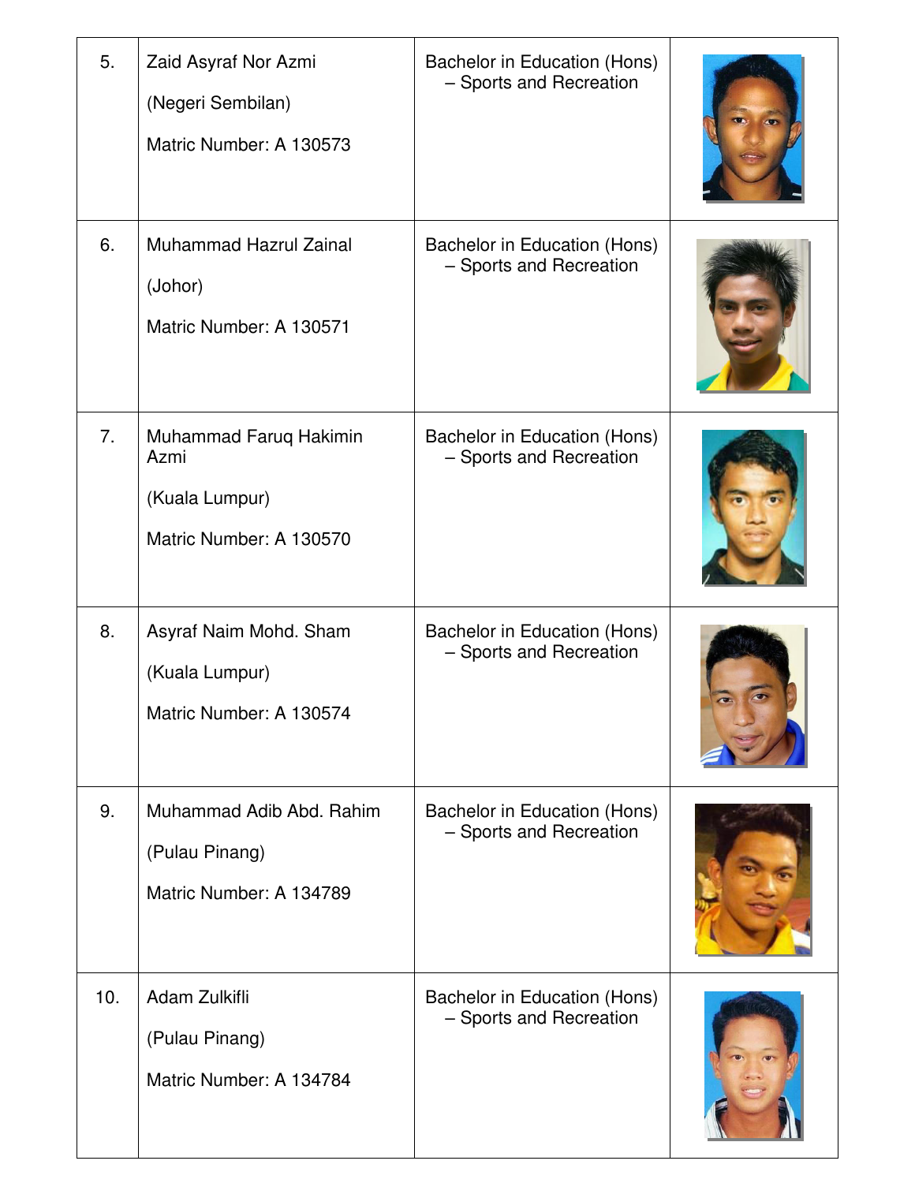| | | | |
|---|---|---|---|
| 5. | Zaid Asyraf Nor Azmi<br><br>(Negeri Sembilan)<br><br>Matric Number: A 130573 | Bachelor in Education (Hons) – Sports and Recreation | |
| 6. | Muhammad Hazrul Zainal<br><br>(Johor)<br><br>Matric Number: A 130571 | Bachelor in Education (Hons) – Sports and Recreation | |
| 7. | Muhammad Faruq Hakimin Azmi<br><br>(Kuala Lumpur)<br><br>Matric Number: A 130570 | Bachelor in Education (Hons) – Sports and Recreation | |
| 8. | Asyraf Naim Mohd. Sham<br><br>(Kuala Lumpur)<br><br>Matric Number: A 130574 | Bachelor in Education (Hons) – Sports and Recreation | |
| 9. | Muhammad Adib Abd. Rahim<br><br>(Pulau Pinang)<br><br>Matric Number: A 134789 | Bachelor in Education (Hons) – Sports and Recreation | |
| 10. | Adam Zulkifli<br><br>(Pulau Pinang)<br><br>Matric Number: A 134784 | Bachelor in Education (Hons) – Sports and Recreation | |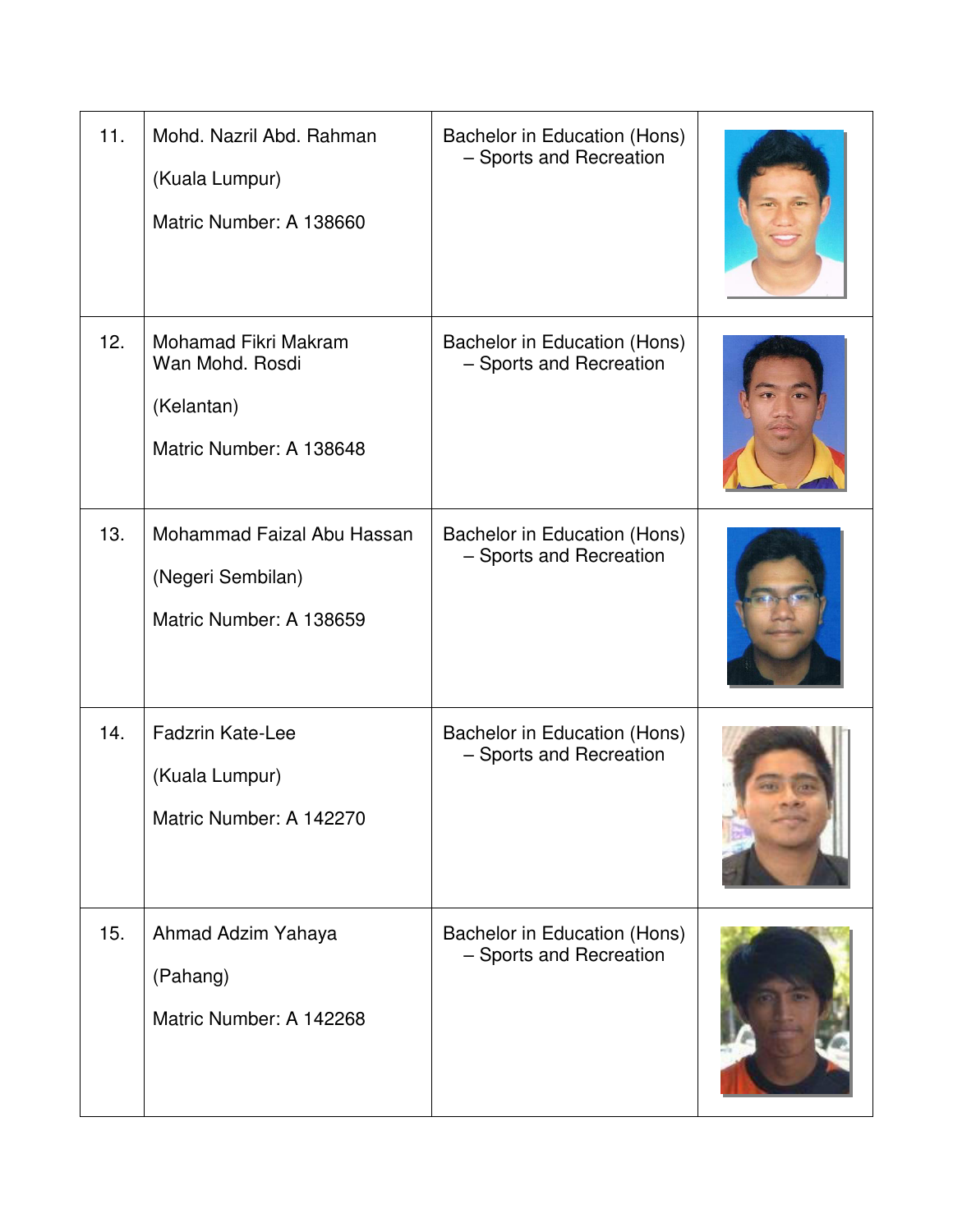| 11. | Mohd. Nazril Abd. Rahman<br><br>(Kuala Lumpur)<br><br>Matric Number: A 138660 | Bachelor in Education (Hons) – Sports and Recreation | |
|---|---|---|---|
| 12. | Mohamad Fikri Makram Wan Mohd. Rosdi<br><br>(Kelantan)<br><br>Matric Number: A 138648 | Bachelor in Education (Hons) – Sports and Recreation | |
| 13. | Mohammad Faizal Abu Hassan<br><br>(Negeri Sembilan)<br><br>Matric Number: A 138659 | Bachelor in Education (Hons) – Sports and Recreation | |
| 14. | Fadzrin Kate-Lee<br><br>(Kuala Lumpur)<br><br>Matric Number: A 142270 | Bachelor in Education (Hons) – Sports and Recreation | |
| 15. | Ahmad Adzim Yahaya<br><br>(Pahang)<br><br>Matric Number: A 142268 | Bachelor in Education (Hons) – Sports and Recreation | |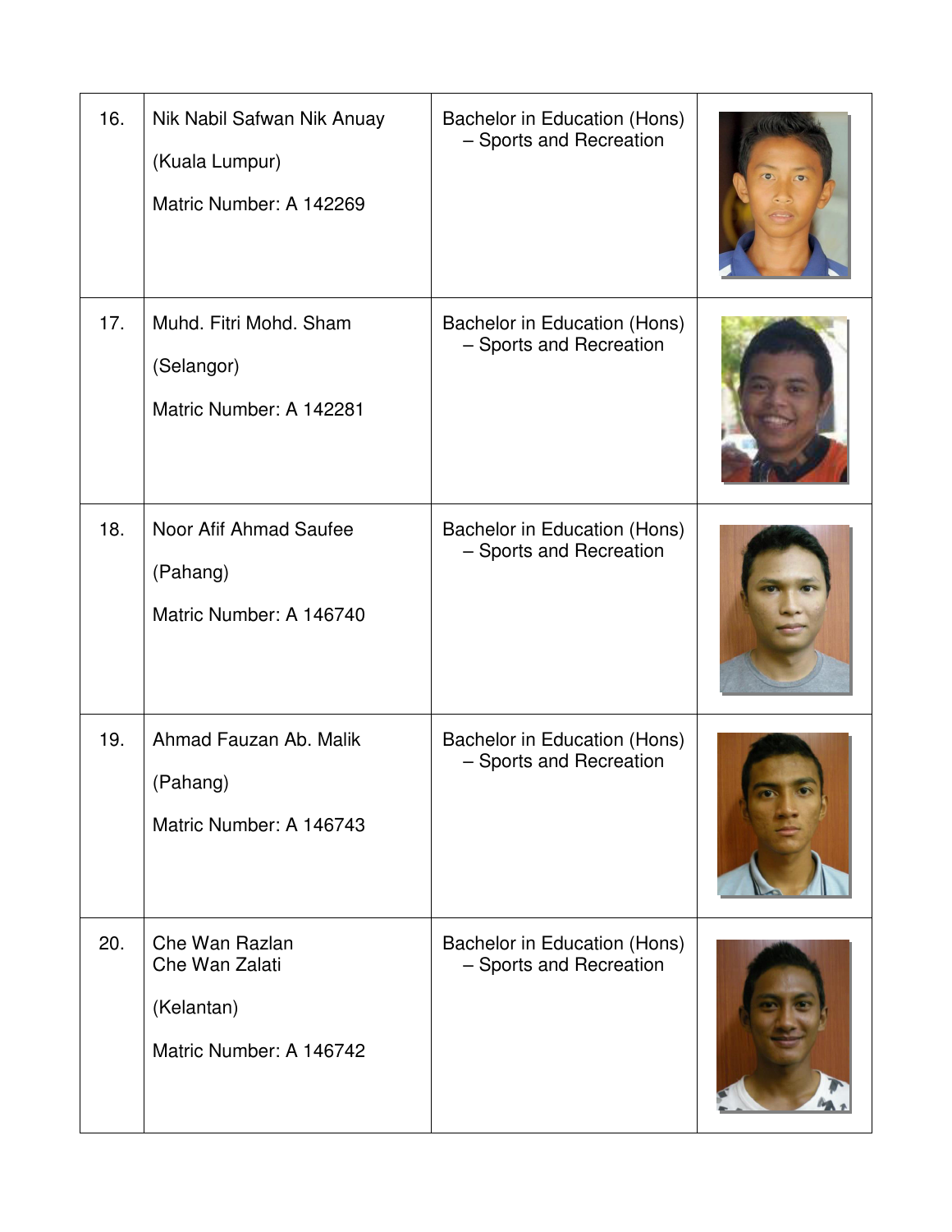| | | | |
|---|---|---|---|
| 16. | Nik Nabil Safwan Nik Anuay<br><br>(Kuala Lumpur)<br><br>Matric Number: A 142269 | Bachelor in Education (Hons) – Sports and Recreation | |
| 17. | Muhd. Fitri Mohd. Sham<br><br>(Selangor)<br><br>Matric Number: A 142281 | Bachelor in Education (Hons) – Sports and Recreation | |
| 18. | Noor Afif Ahmad Saufee<br><br>(Pahang)<br><br>Matric Number: A 146740 | Bachelor in Education (Hons) – Sports and Recreation | |
| 19. | Ahmad Fauzan Ab. Malik<br><br>(Pahang)<br><br>Matric Number: A 146743 | Bachelor in Education (Hons) – Sports and Recreation | |
| 20. | Che Wan Razlan Che Wan Zalati<br><br>(Kelantan)<br><br>Matric Number: A 146742 | Bachelor in Education (Hons) – Sports and Recreation | |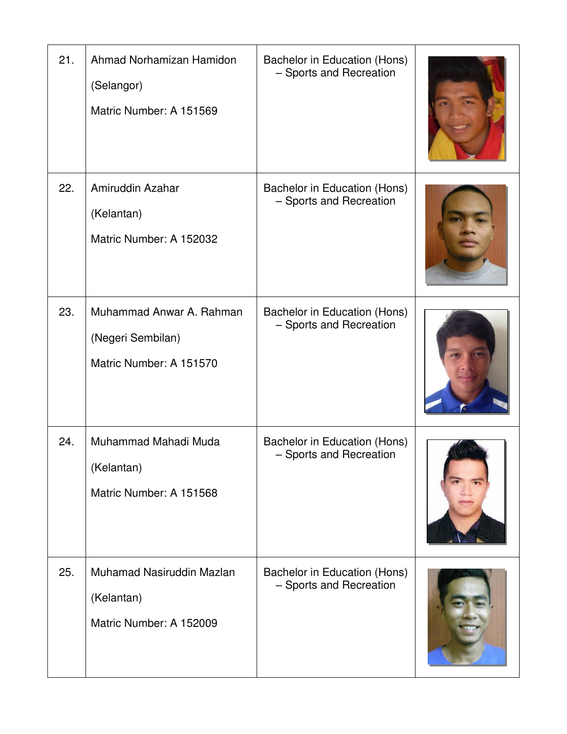| | | | |
|---|---|---|---|
| 21. | Ahmad Norhamizan Hamidon<br><br>(Selangor)<br><br>Matric Number: A 151569 | Bachelor in Education (Hons) – Sports and Recreation | |
| 22. | Amiruddin Azahar<br><br>(Kelantan)<br><br>Matric Number: A 152032 | Bachelor in Education (Hons) – Sports and Recreation | |
| 23. | Muhammad Anwar A. Rahman<br><br>(Negeri Sembilan)<br><br>Matric Number: A 151570 | Bachelor in Education (Hons) – Sports and Recreation | |
| 24. | Muhammad Mahadi Muda<br><br>(Kelantan)<br><br>Matric Number: A 151568 | Bachelor in Education (Hons) – Sports and Recreation | |
| 25. | Muhamad Nasiruddin Mazlan<br><br>(Kelantan)<br><br>Matric Number: A 152009 | Bachelor in Education (Hons) – Sports and Recreation | |